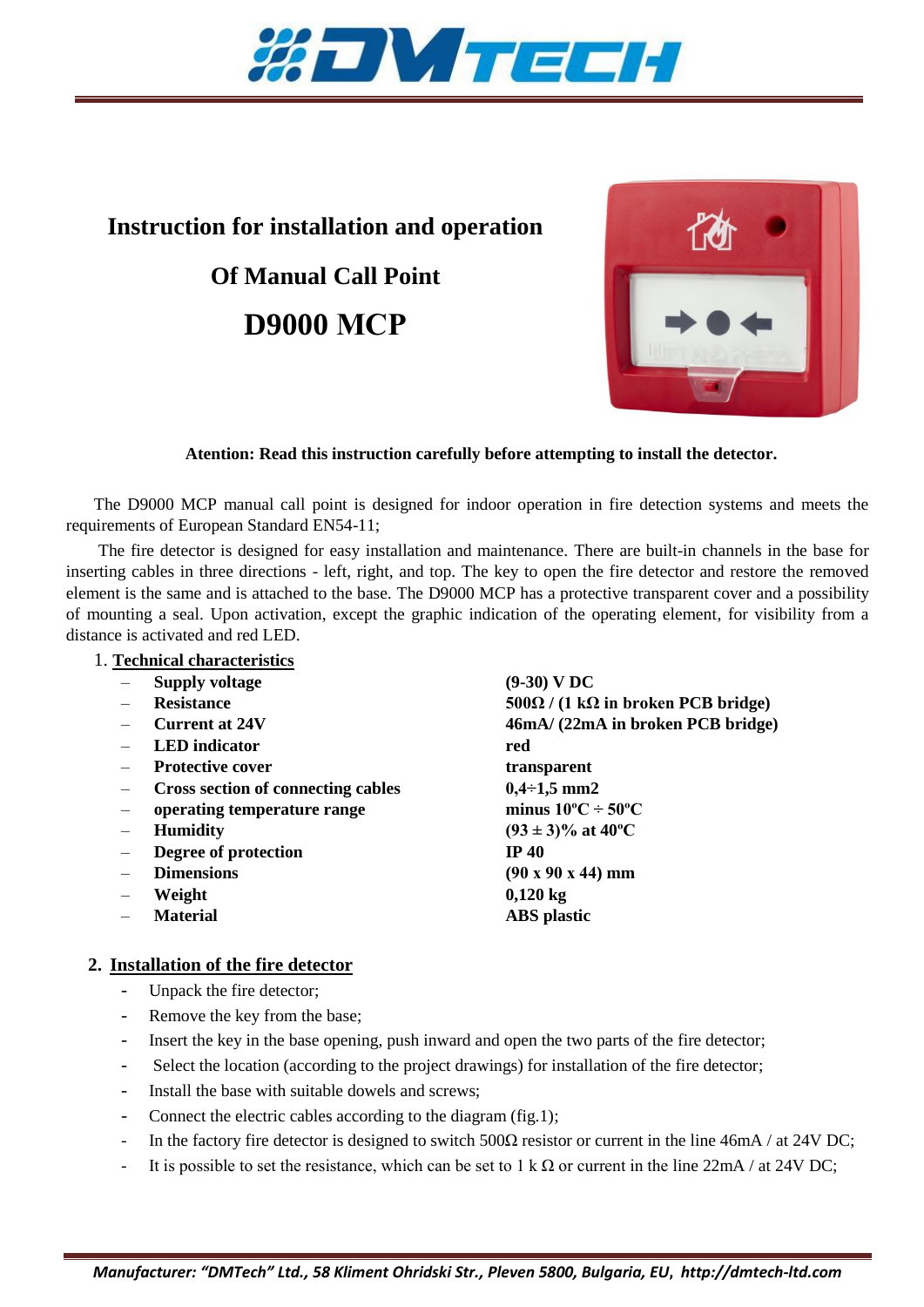# Instruction for installation and operation

# Of Manual Call Point

# D9000 MCP

**Atention: Read this instruction carefully before attempting to install the detector.**

The D9000 MCP manual call point is designed for indoor operation in fire detection systems and meets the requirements of European Standard EN54-11;

The fire detector is designed for easy installation and maintenance. There are built-in channels in the base for inserting cables in three directions - left, right, and top. The key to open the fire detector and restore the removed element is the same and is attached to the base. The D9000 MCP has a protective transparent cover and a possibility of mounting a seal. Upon activation, except the graphic indication of the operating element, for visibility from a distance is activated and red LED.

## 1. Technical characteristics

| | |
|---|---|
| – **Supply voltage** | **(9-30) V DC** |
| – **Resistance** | **500Ω / (1 kΩ in broken PCB bridge)** |
| – **Current at 24V** | **46mA/ (22mA in broken PCB bridge)** |
| – **LED indicator** | **red** |
| – **Protective cover** | **transparent** |
| – **Cross section of connecting cables** | **0,4÷1,5 mm2** |
| – **operating temperature range** | **minus 10ºC ÷ 50ºC** |
| – **Humidity** | **(93 ± 3)% at 40ºC** |
| – **Degree of protection** | **IP 40** |
| – **Dimensions** | **(90 x 90 x 44) mm** |
| – **Weight** | **0,120 kg** |
| – **Material** | **ABS plastic** |

## 2. Installation of the fire detector

- Unpack the fire detector;
- Remove the key from the base;
- Insert the key in the base opening, push inward and open the two parts of the fire detector;
- Select the location (according to the project drawings) for installation of the fire detector;
- Install the base with suitable dowels and screws;
- Connect the electric cables according to the diagram (fig.1);
- In the factory fire detector is designed to switch 500Ω resistor or current in the line 46mA / at 24V DC;
- It is possible to set the resistance, which can be set to 1 k Ω or current in the line 22mA / at 24V DC;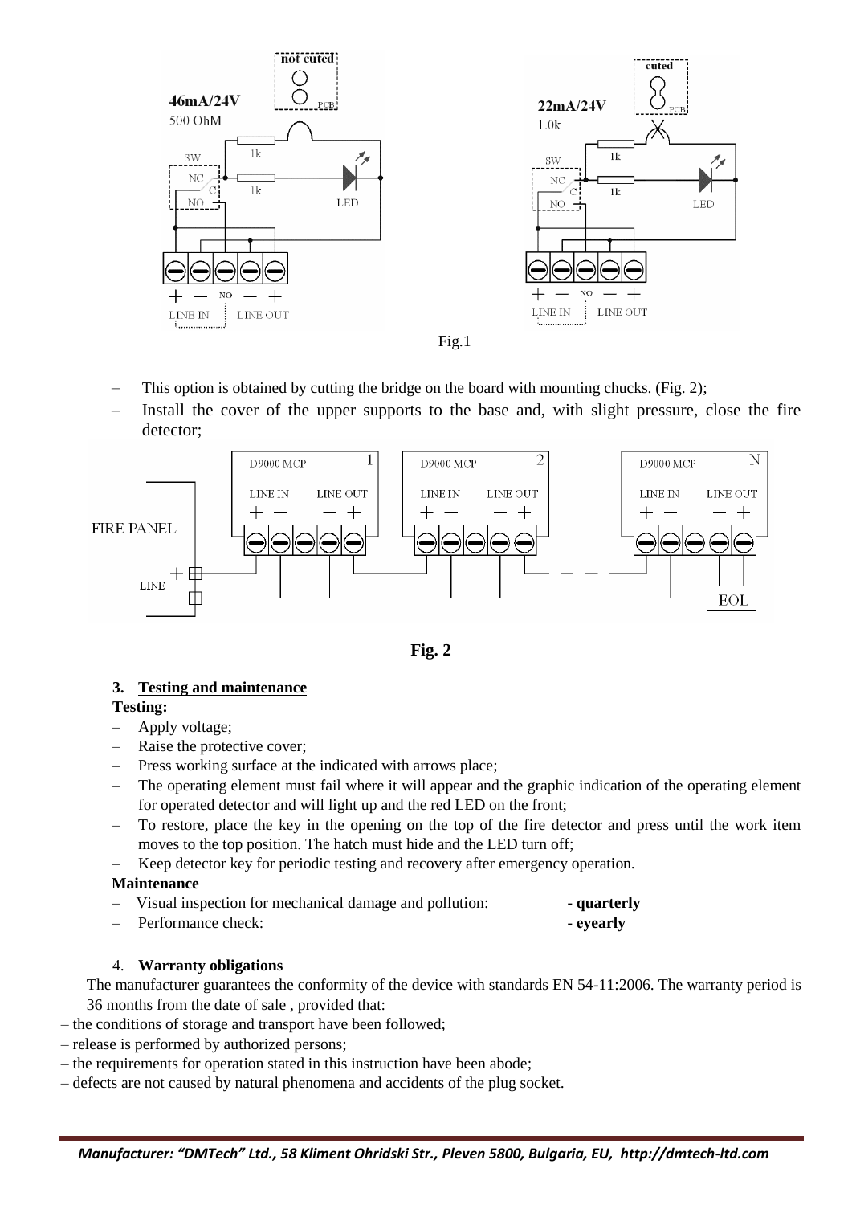46mA/24V
500 OhM

not cuted

PCB

SW
NC
C
NO

1k
1k

LED

+ — NO — +
LINE IN LINE OUT

22mA/24V
1.0k

cuted

PCB

SW
NC
C
NO

1k
1k

LED

+ — NO — +
LINE IN LINE OUT

Fig.1

- This option is obtained by cutting the bridge on the board with mounting chucks. (Fig. 2);
- Install the cover of the upper supports to the base and, with slight pressure, close the fire detector;

FIRE PANEL

LINE
+
—

D9000 MCP 1
LINE IN LINE OUT
+ — — +

D9000 MCP 2
LINE IN LINE OUT
+ — — +

D9000 MCP N
LINE IN LINE OUT
+ — — +

EOL

**Fig. 2**

### 3. Testing and maintenance

**Testing:**

- Apply voltage;
- Raise the protective cover;
- Press working surface at the indicated with arrows place;
- The operating element must fail where it will appear and the graphic indication of the operating element for operated detector and will light up and the red LED on the front;
- To restore, place the key in the opening on the top of the fire detector and press until the work item moves to the top position. The hatch must hide and the LED turn off;
- Keep detector key for periodic testing and recovery after emergency operation.

**Maintenance**

- Visual inspection for mechanical damage and pollution: - **quarterly**
- Performance check: - **eyearly**

### 4. Warranty obligations

The manufacturer guarantees the conformity of the device with standards EN 54-11:2006. The warranty period is 36 months from the date of sale , provided that:

- the conditions of storage and transport have been followed;
- release is performed by authorized persons;
- the requirements for operation stated in this instruction have been abode;
- defects are not caused by natural phenomena and accidents of the plug socket.

*Manufacturer: "DMTech" Ltd., 58 Kliment Ohridski Str., Pleven 5800, Bulgaria, EU, http://dmtech-ltd.com*